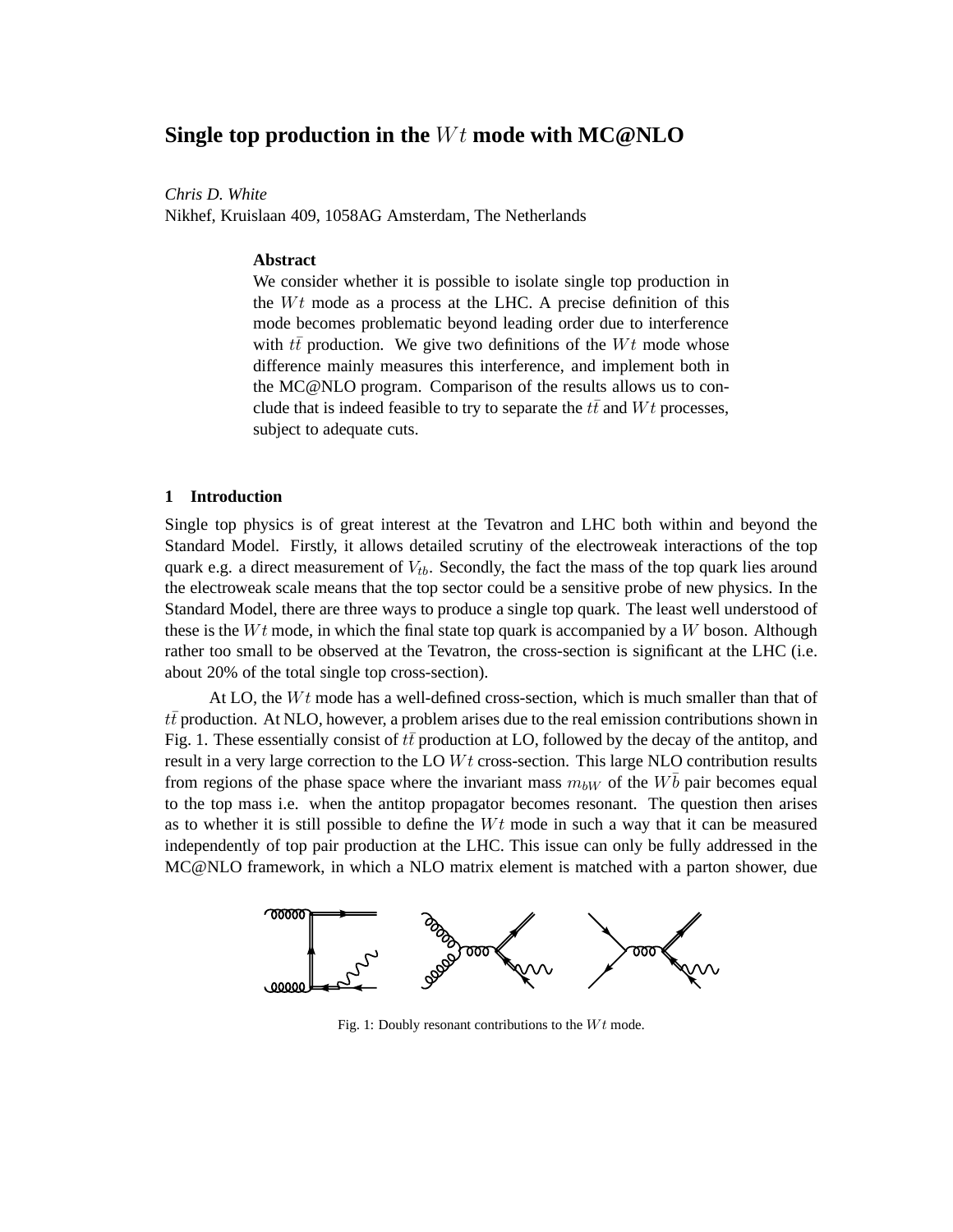# Single top production in the $Wt$ mode with MC@NLO

*Chris D. White*
Nikhef, Kruislaan 409, 1058AG Amsterdam, The Netherlands

**Abstract**

We consider whether it is possible to isolate single top production in the $Wt$ mode as a process at the LHC. A precise definition of this mode becomes problematic beyond leading order due to interference with $t\bar{t}$ production. We give two definitions of the $Wt$ mode whose difference mainly measures this interference, and implement both in the MC@NLO program. Comparison of the results allows us to conclude that is indeed feasible to try to separate the $t\bar{t}$ and $Wt$ processes, subject to adequate cuts.

## 1 Introduction

Single top physics is of great interest at the Tevatron and LHC both within and beyond the Standard Model. Firstly, it allows detailed scrutiny of the electroweak interactions of the top quark e.g. a direct measurement of $V_{tb}$. Secondly, the fact the mass of the top quark lies around the electroweak scale means that the top sector could be a sensitive probe of new physics. In the Standard Model, there are three ways to produce a single top quark. The least well understood of these is the $Wt$ mode, in which the final state top quark is accompanied by a $W$ boson. Although rather too small to be observed at the Tevatron, the cross-section is significant at the LHC (i.e. about 20% of the total single top cross-section).

At LO, the $Wt$ mode has a well-defined cross-section, which is much smaller than that of $t\bar{t}$ production. At NLO, however, a problem arises due to the real emission contributions shown in Fig. 1. These essentially consist of $t\bar{t}$ production at LO, followed by the decay of the antitop, and result in a very large correction to the LO $Wt$ cross-section. This large NLO contribution results from regions of the phase space where the invariant mass $m_{\bar{b}W}$ of the $W\bar{b}$ pair becomes equal to the top mass i.e. when the antitop propagator becomes resonant. The question then arises as to whether it is still possible to define the $Wt$ mode in such a way that it can be measured independently of top pair production at the LHC. This issue can only be fully addressed in the MC@NLO framework, in which a NLO matrix element is matched with a parton shower, due

Fig. 1: Doubly resonant contributions to the $Wt$ mode.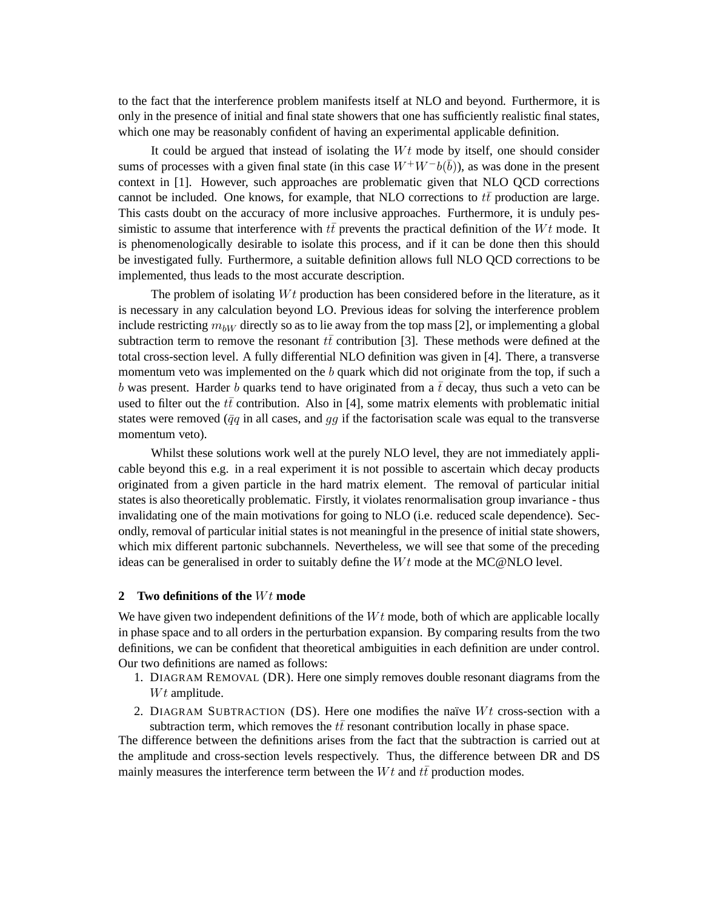to the fact that the interference problem manifests itself at NLO and beyond. Furthermore, it is only in the presence of initial and final state showers that one has sufficiently realistic final states, which one may be reasonably confident of having an experimental applicable definition.

It could be argued that instead of isolating the $Wt$ mode by itself, one should consider sums of processes with a given final state (in this case $W^+W^-b(\bar{b})$), as was done in the present context in [1]. However, such approaches are problematic given that NLO QCD corrections cannot be included. One knows, for example, that NLO corrections to $t\bar{t}$ production are large. This casts doubt on the accuracy of more inclusive approaches. Furthermore, it is unduly pessimistic to assume that interference with $t\bar{t}$ prevents the practical definition of the $Wt$ mode. It is phenomenologically desirable to isolate this process, and if it can be done then this should be investigated fully. Furthermore, a suitable definition allows full NLO QCD corrections to be implemented, thus leads to the most accurate description.

The problem of isolating $Wt$ production has been considered before in the literature, as it is necessary in any calculation beyond LO. Previous ideas for solving the interference problem include restricting $m_{bW}$ directly so as to lie away from the top mass [2], or implementing a global subtraction term to remove the resonant $t\bar{t}$ contribution [3]. These methods were defined at the total cross-section level. A fully differential NLO definition was given in [4]. There, a transverse momentum veto was implemented on the $b$ quark which did not originate from the top, if such a $b$ was present. Harder $b$ quarks tend to have originated from a $\bar{t}$ decay, thus such a veto can be used to filter out the $t\bar{t}$ contribution. Also in [4], some matrix elements with problematic initial states were removed ($\bar{q}q$ in all cases, and $gg$ if the factorisation scale was equal to the transverse momentum veto).

Whilst these solutions work well at the purely NLO level, they are not immediately applicable beyond this e.g. in a real experiment it is not possible to ascertain which decay products originated from a given particle in the hard matrix element. The removal of particular initial states is also theoretically problematic. Firstly, it violates renormalisation group invariance - thus invalidating one of the main motivations for going to NLO (i.e. reduced scale dependence). Secondly, removal of particular initial states is not meaningful in the presence of initial state showers, which mix different partonic subchannels. Nevertheless, we will see that some of the preceding ideas can be generalised in order to suitably define the $Wt$ mode at the MC@NLO level.

## 2 Two definitions of the $Wt$ mode

We have given two independent definitions of the $Wt$ mode, both of which are applicable locally in phase space and to all orders in the perturbation expansion. By comparing results from the two definitions, we can be confident that theoretical ambiguities in each definition are under control. Our two definitions are named as follows:

1. DIAGRAM REMOVAL (DR). Here one simply removes double resonant diagrams from the $Wt$ amplitude.
2. DIAGRAM SUBTRACTION (DS). Here one modifies the naïve $Wt$ cross-section with a subtraction term, which removes the $t\bar{t}$ resonant contribution locally in phase space.

The difference between the definitions arises from the fact that the subtraction is carried out at the amplitude and cross-section levels respectively. Thus, the difference between DR and DS mainly measures the interference term between the $Wt$ and $t\bar{t}$ production modes.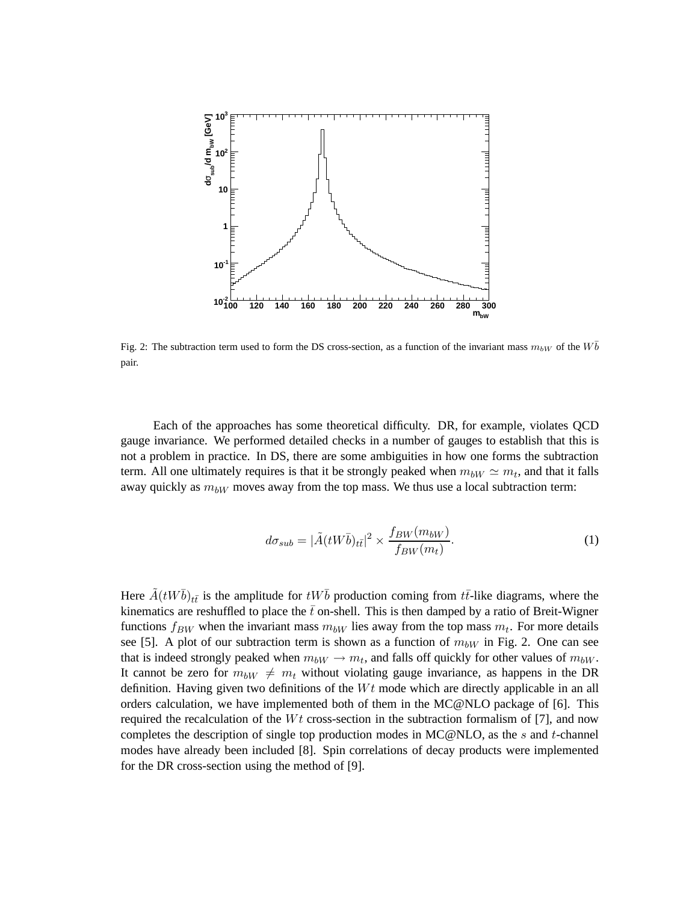Fig. 2: The subtraction term used to form the DS cross-section, as a function of the invariant mass $m_{bW}$ of the $W\bar{b}$ pair.

Each of the approaches has some theoretical difficulty. DR, for example, violates QCD gauge invariance. We performed detailed checks in a number of gauges to establish that this is not a problem in practice. In DS, there are some ambiguities in how one forms the subtraction term. All one ultimately requires is that it be strongly peaked when $m_{bW} \simeq m_t$, and that it falls away quickly as $m_{bW}$ moves away from the top mass. We thus use a local subtraction term:

$$d\sigma_{sub} = |\tilde{A}(tW\bar{b})_{t\bar{t}}|^2 \times \frac{f_{BW}(m_{bW})}{f_{BW}(m_t)}. \tag{1}$$

Here $\tilde{A}(tW\bar{b})_{t\bar{t}}$ is the amplitude for $tW\bar{b}$ production coming from $t\bar{t}$-like diagrams, where the kinematics are reshuffled to place the $\bar{t}$ on-shell. This is then damped by a ratio of Breit-Wigner functions $f_{BW}$ when the invariant mass $m_{bW}$ lies away from the top mass $m_t$. For more details see [5]. A plot of our subtraction term is shown as a function of $m_{bW}$ in Fig. 2. One can see that is indeed strongly peaked when $m_{bW} \to m_t$, and falls off quickly for other values of $m_{bW}$. It cannot be zero for $m_{bW} \neq m_t$ without violating gauge invariance, as happens in the DR definition. Having given two definitions of the $Wt$ mode which are directly applicable in an all orders calculation, we have implemented both of them in the MC@NLO package of [6]. This required the recalculation of the $Wt$ cross-section in the subtraction formalism of [7], and now completes the description of single top production modes in MC@NLO, as the $s$ and $t$-channel modes have already been included [8]. Spin correlations of decay products were implemented for the DR cross-section using the method of [9].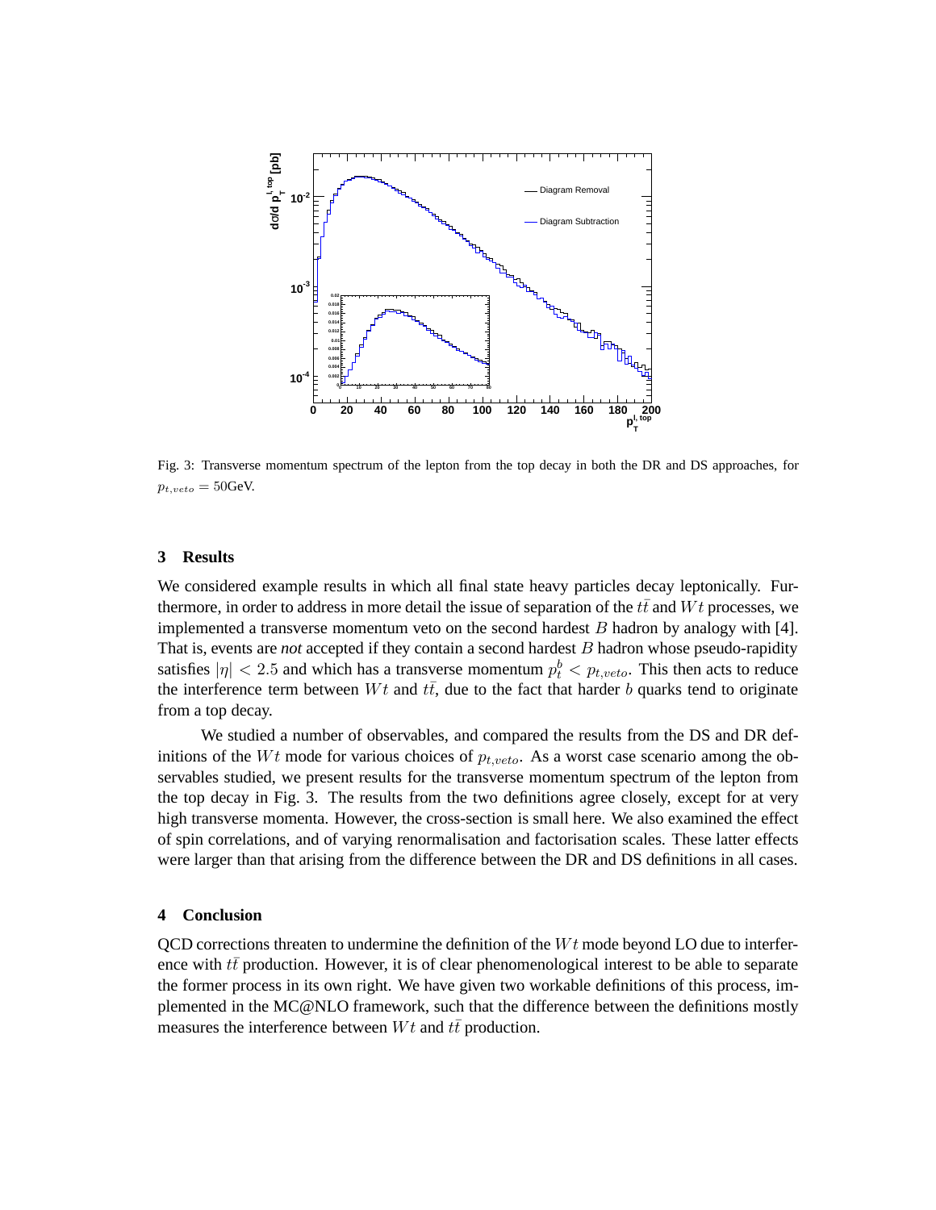Fig. 3: Transverse momentum spectrum of the lepton from the top decay in both the DR and DS approaches, for $p_{t,veto} = 50$GeV.

## 3 Results

We considered example results in which all final state heavy particles decay leptonically. Furthermore, in order to address in more detail the issue of separation of the $t\bar{t}$ and $Wt$ processes, we implemented a transverse momentum veto on the second hardest $B$ hadron by analogy with [4]. That is, events are *not* accepted if they contain a second hardest $B$ hadron whose pseudo-rapidity satisfies $|\eta| < 2.5$ and which has a transverse momentum $p_t^b < p_{t,veto}$. This then acts to reduce the interference term between $Wt$ and $t\bar{t}$, due to the fact that harder $b$ quarks tend to originate from a top decay.

We studied a number of observables, and compared the results from the DS and DR definitions of the $Wt$ mode for various choices of $p_{t,veto}$. As a worst case scenario among the observables studied, we present results for the transverse momentum spectrum of the lepton from the top decay in Fig. 3. The results from the two definitions agree closely, except for at very high transverse momenta. However, the cross-section is small here. We also examined the effect of spin correlations, and of varying renormalisation and factorisation scales. These latter effects were larger than that arising from the difference between the DR and DS definitions in all cases.

## 4 Conclusion

QCD corrections threaten to undermine the definition of the $Wt$ mode beyond LO due to interference with $t\bar{t}$ production. However, it is of clear phenomenological interest to be able to separate the former process in its own right. We have given two workable definitions of this process, implemented in the MC@NLO framework, such that the difference between the definitions mostly measures the interference between $Wt$ and $t\bar{t}$ production.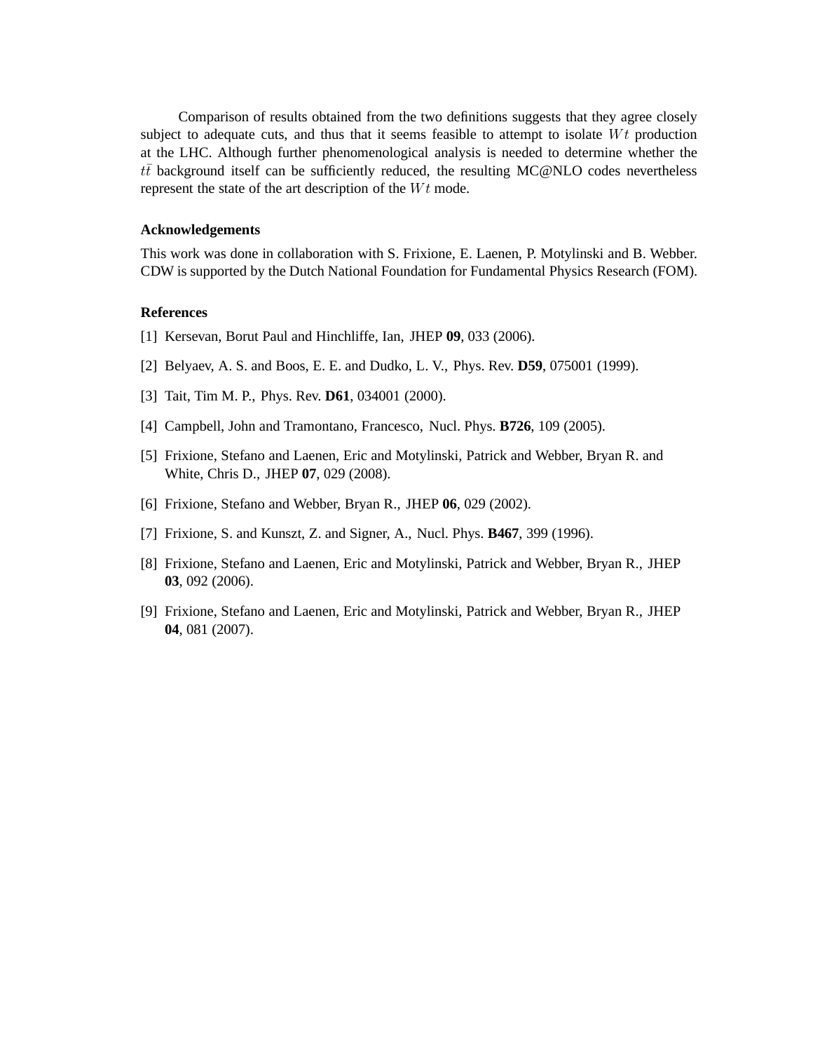Comparison of results obtained from the two definitions suggests that they agree closely subject to adequate cuts, and thus that it seems feasible to attempt to isolate $Wt$ production at the LHC. Although further phenomenological analysis is needed to determine whether the $t\bar{t}$ background itself can be sufficiently reduced, the resulting MC@NLO codes nevertheless represent the state of the art description of the $Wt$ mode.

### Acknowledgements

This work was done in collaboration with S. Frixione, E. Laenen, P. Motylinski and B. Webber. CDW is supported by the Dutch National Foundation for Fundamental Physics Research (FOM).

### References

[1] Kersevan, Borut Paul and Hinchliffe, Ian, JHEP **09**, 033 (2006).

[2] Belyaev, A. S. and Boos, E. E. and Dudko, L. V., Phys. Rev. **D59**, 075001 (1999).

[3] Tait, Tim M. P., Phys. Rev. **D61**, 034001 (2000).

[4] Campbell, John and Tramontano, Francesco, Nucl. Phys. **B726**, 109 (2005).

[5] Frixione, Stefano and Laenen, Eric and Motylinski, Patrick and Webber, Bryan R. and White, Chris D., JHEP **07**, 029 (2008).

[6] Frixione, Stefano and Webber, Bryan R., JHEP **06**, 029 (2002).

[7] Frixione, S. and Kunszt, Z. and Signer, A., Nucl. Phys. **B467**, 399 (1996).

[8] Frixione, Stefano and Laenen, Eric and Motylinski, Patrick and Webber, Bryan R., JHEP **03**, 092 (2006).

[9] Frixione, Stefano and Laenen, Eric and Motylinski, Patrick and Webber, Bryan R., JHEP **04**, 081 (2007).